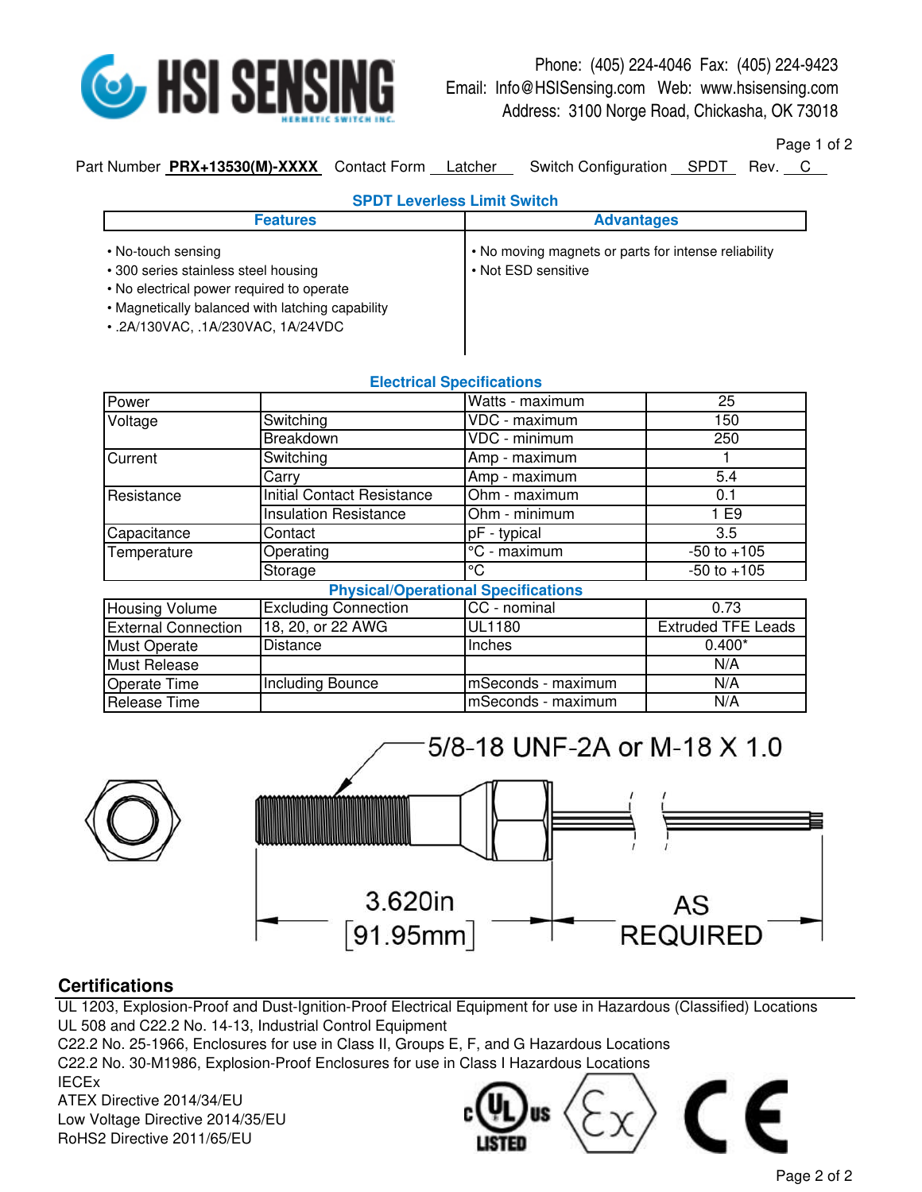HSI SENSING
HERMETIC SWITCH INC.

Phone: (405) 224-4046 Fax: (405) 224-9423
Email: Info@HSISensing.com Web: www.hsisensing.com
Address: 3100 Norge Road, Chickasha, OK 73018

Part Number **PRX+13530(M)-XXXX** Contact Form Latcher Switch Configuration SPDT Rev. C

## SPDT Leverless Limit Switch

| Features | Advantages |
|---|---|
| • No-touch sensing<br>• 300 series stainless steel housing<br>• No electrical power required to operate<br>• Magnetically balanced with latching capability<br>• .2A/130VAC, .1A/230VAC, 1A/24VDC | • No moving magnets or parts for intense reliability<br>• Not ESD sensitive |

### Electrical Specifications

| | | | |
|---|---|---|---|
| Power | | Watts - maximum | 25 |
| Voltage | Switching | VDC - maximum | 150 |
| | Breakdown | VDC - minimum | 250 |
| Current | Switching | Amp - maximum | 1 |
| | Carry | Amp - maximum | 5.4 |
| Resistance | Initial Contact Resistance | Ohm - maximum | 0.1 |
| | Insulation Resistance | Ohm - minimum | 1 E9 |
| Capacitance | Contact | pF - typical | 3.5 |
| Temperature | Operating | °C - maximum | -50 to +105 |
| | Storage | °C | -50 to +105 |

### Physical/Operational Specifications

| | | | |
|---|---|---|---|
| Housing Volume | Excluding Connection | CC - nominal | 0.73 |
| External Connection | 18, 20, or 22 AWG | UL1180 | Extruded TFE Leads |
| Must Operate | Distance | Inches | 0.400* |
| Must Release | | | N/A |
| Operate Time | Including Bounce | mSeconds - maximum | N/A |
| Release Time | | mSeconds - maximum | N/A |

5/8-18 UNF-2A or M-18 X 1.0

3.620in [91.95mm]

AS REQUIRED

## Certifications

UL 1203, Explosion-Proof and Dust-Ignition-Proof Electrical Equipment for use in Hazardous (Classified) Locations
UL 508 and C22.2 No. 14-13, Industrial Control Equipment
C22.2 No. 25-1966, Enclosures for use in Class II, Groups E, F, and G Hazardous Locations
C22.2 No. 30-M1986, Explosion-Proof Enclosures for use in Class I Hazardous Locations
IECEx
ATEX Directive 2014/34/EU
Low Voltage Directive 2014/35/EU
RoHS2 Directive 2011/65/EU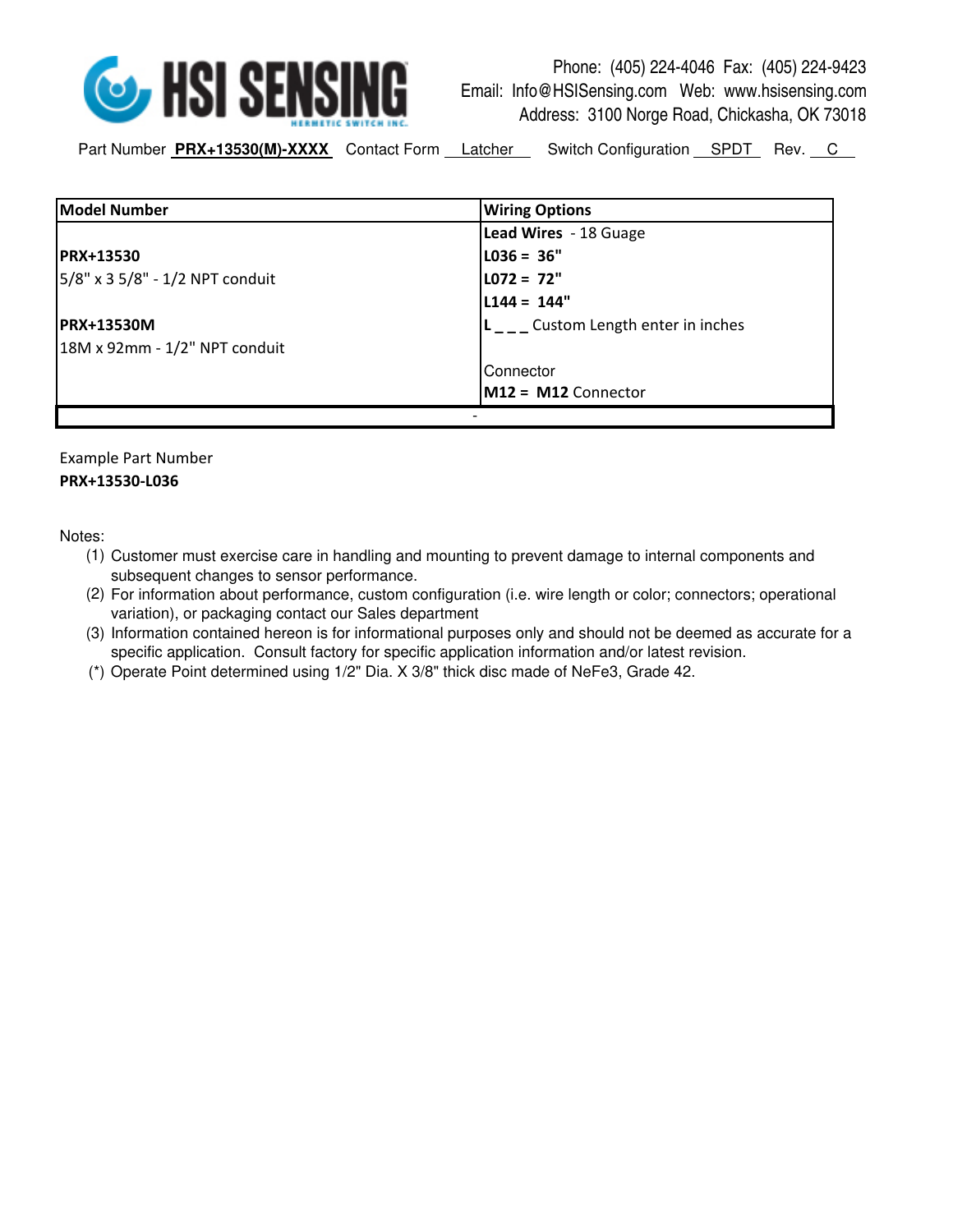HSI SENSING
HERMETIC SWITCH INC.

Phone: (405) 224-4046 Fax: (405) 224-9423
Email: Info@HSISensing.com Web: www.hsisensing.com
Address: 3100 Norge Road, Chickasha, OK 73018

Part Number **PRX+13530(M)-XXXX** Contact Form Latcher Switch Configuration SPDT Rev. C

| Model Number | Wiring Options |
|---|---|
| | **Lead Wires** - 18 Guage |
| **PRX+13530** | **L036 = 36"** |
| 5/8" x 3 5/8" - 1/2 NPT conduit | **L072 = 72"** |
| | **L144 = 144"** |
| **PRX+13530M** | **L _ _ _** Custom Length enter in inches |
| 18M x 92mm - 1/2" NPT conduit | |
| | Connector |
| | **M12 = M12** Connector |
| - | |

Example Part Number
**PRX+13530-L036**

Notes:
(1) Customer must exercise care in handling and mounting to prevent damage to internal components and subsequent changes to sensor performance.
(2) For information about performance, custom configuration (i.e. wire length or color; connectors; operational variation), or packaging contact our Sales department
(3) Information contained hereon is for informational purposes only and should not be deemed as accurate for a specific application. Consult factory for specific application information and/or latest revision.
(*) Operate Point determined using 1/2" Dia. X 3/8" thick disc made of NeFe3, Grade 42.